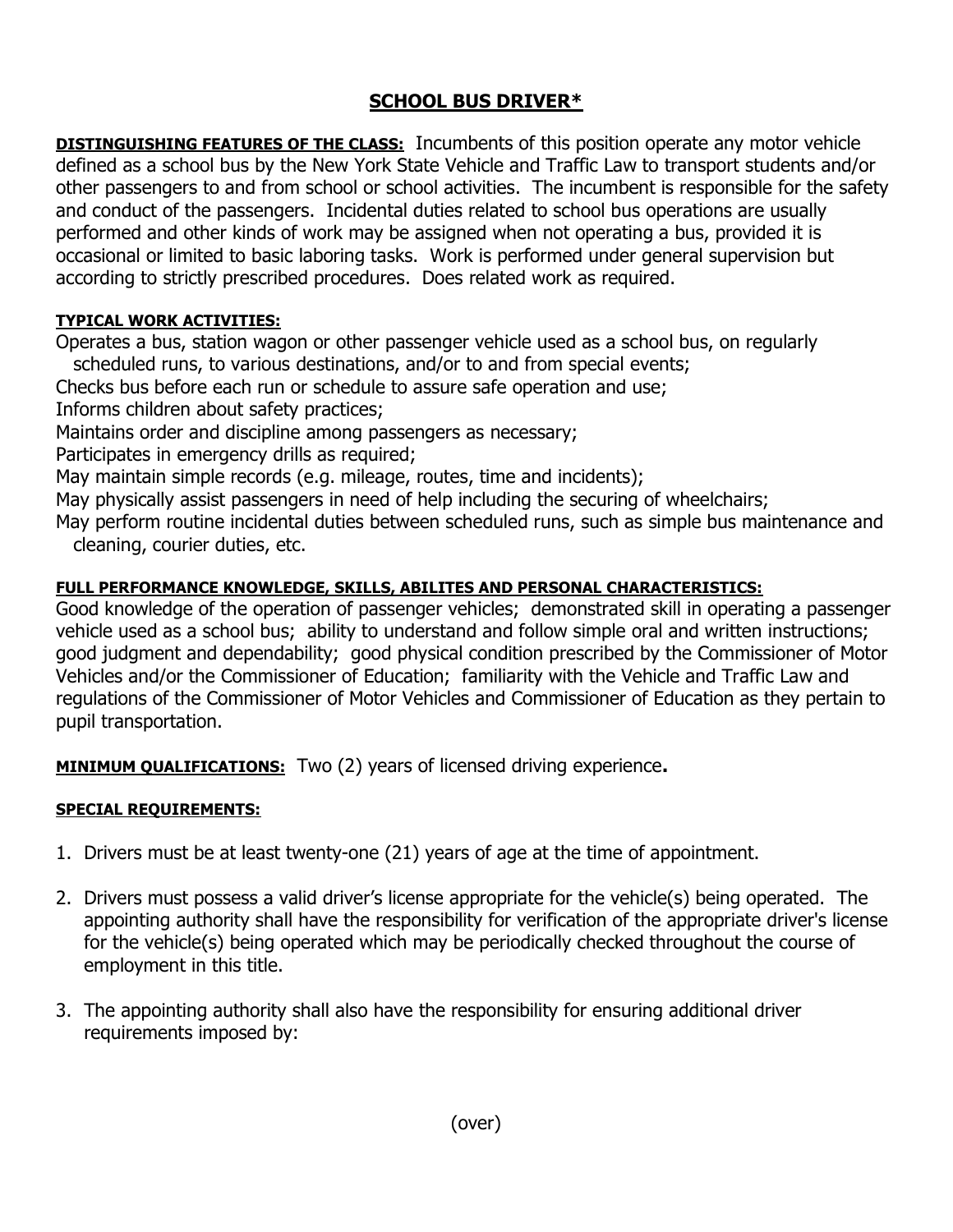# SCHOLL BUS DRIVER*

**DISTINGUISHING FEATURES OF THE CLASS:** Incumbents of this position operate any motor vehicle defined as a school bus by the New York State Vehicle and Traffic Law to transport students and/or other passengers to and from school or school activities. The incumbent is responsible for the safety and conduct of the passengers. Incidental duties related to school bus operations are usually performed and other kinds of work may be assigned when not operating a bus, provided it is occasional or limited to basic laboring tasks. Work is performed under general supervision but according to strictly prescribed procedures. Does related work as required.

**TYPICAL WORK ACTIVITIES:**

Operates a bus, station wagon or other passenger vehicle used as a school bus, on regularly scheduled runs, to various destinations, and/or to and from special events;
Checks bus before each run or schedule to assure safe operation and use;
Informs children about safety practices;
Maintains order and discipline among passengers as necessary;
Participates in emergency drills as required;
May maintain simple records (e.g. mileage, routes, time and incidents);
May physically assist passengers in need of help including the securing of wheelchairs;
May perform routine incidental duties between scheduled runs, such as simple bus maintenance and cleaning, courier duties, etc.

**FULL PERFORMANCE KNOWLEDGE, SKILLS, ABILITES AND PERSONAL CHARACTERISTICS:**
Good knowledge of the operation of passenger vehicles; demonstrated skill in operating a passenger vehicle used as a school bus; ability to understand and follow simple oral and written instructions; good judgment and dependability; good physical condition prescribed by the Commissioner of Motor Vehicles and/or the Commissioner of Education; familiarity with the Vehicle and Traffic Law and regulations of the Commissioner of Motor Vehicles and Commissioner of Education as they pertain to pupil transportation.

**MINIMUM QUALIFICATIONS:** Two (2) years of licensed driving experience**.**

**SPECIAL REQUIREMENTS:**

1. Drivers must be at least twenty-one (21) years of age at the time of appointment.
2. Drivers must possess a valid driver's license appropriate for the vehicle(s) being operated. The appointing authority shall have the responsibility for verification of the appropriate driver's license for the vehicle(s) being operated which may be periodically checked throughout the course of employment in this title.
3. The appointing authority shall also have the responsibility for ensuring additional driver requirements imposed by:

(over)

# SCHOOL BUS DRIVER*

**DISTINGUISHING FEATURES OF THE CLASS:** Incumbents of this position operate any motor vehicle defined as a school bus by the New York State Vehicle and Traffic Law to transport students and/or other passengers to and from school or school activities. The incumbent is responsible for the safety and conduct of the passengers. Incidental duties related to school bus operations are usually performed and other kinds of work may be assigned when not operating a bus, provided it is occasional or limited to basic laboring tasks. Work is performed under general supervision but according to strictly prescribed procedures. Does related work as required.

**TYPICAL WORK ACTIVITIES:**

Operates a bus, station wagon or other passenger vehicle used as a school bus, on regularly scheduled runs, to various destinations, and/or to and from special events;
Checks bus before each run or schedule to assure safe operation and use;
Informs children about safety practices;
Maintains order and discipline among passengers as necessary;
Participates in emergency drills as required;
May maintain simple records (e.g. mileage, routes, time and incidents);
May physically assist passengers in need of help including the securing of wheelchairs;
May perform routine incidental duties between scheduled runs, such as simple bus maintenance and cleaning, courier duties, etc.

**FULL PERFORMANCE KNOWLEDGE, SKILLS, ABILITES AND PERSONAL CHARACTERISTICS:**
Good knowledge of the operation of passenger vehicles; demonstrated skill in operating a passenger vehicle used as a school bus; ability to understand and follow simple oral and written instructions; good judgment and dependability; good physical condition prescribed by the Commissioner of Motor Vehicles and/or the Commissioner of Education; familiarity with the Vehicle and Traffic Law and regulations of the Commissioner of Motor Vehicles and Commissioner of Education as they pertain to pupil transportation.

**MINIMUM QUALIFICATIONS:** Two (2) years of licensed driving experience**.**

**SPECIAL REQUIREMENTS:**

1. Drivers must be at least twenty-one (21) years of age at the time of appointment.
2. Drivers must possess a valid driver's license appropriate for the vehicle(s) being operated. The appointing authority shall have the responsibility for verification of the appropriate driver's license for the vehicle(s) being operated which may be periodically checked throughout the course of employment in this title.
3. The appointing authority shall also have the responsibility for ensuring additional driver requirements imposed by:

(over)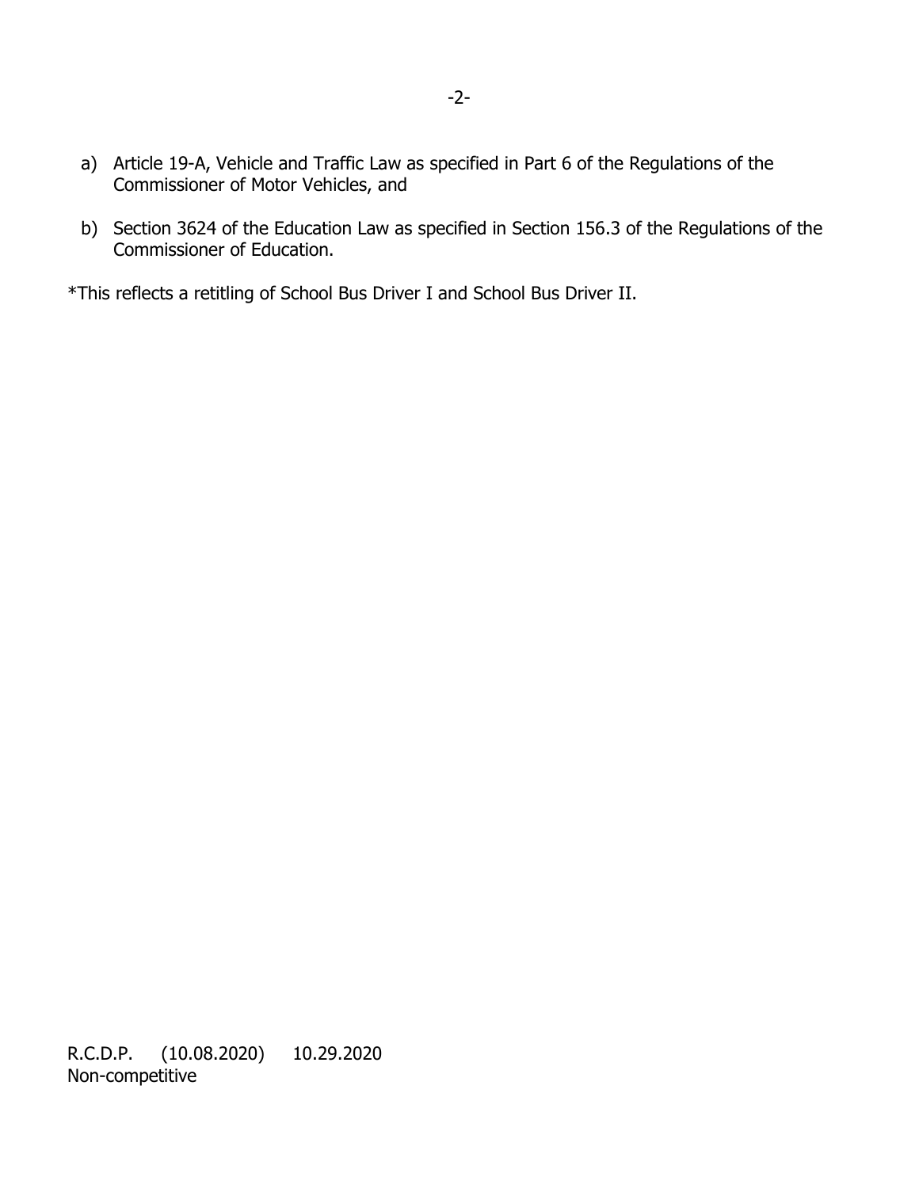a) Article 19-A, Vehicle and Traffic Law as specified in Part 6 of the Regulations of the Commissioner of Motor Vehicles, and

b) Section 3624 of the Education Law as specified in Section 156.3 of the Regulations of the Commissioner of Education.

*This reflects a retitling of School Bus Driver I and School Bus Driver II.

R.C.D.P. (10.08.2020) 10.29.2020
Non-competitive